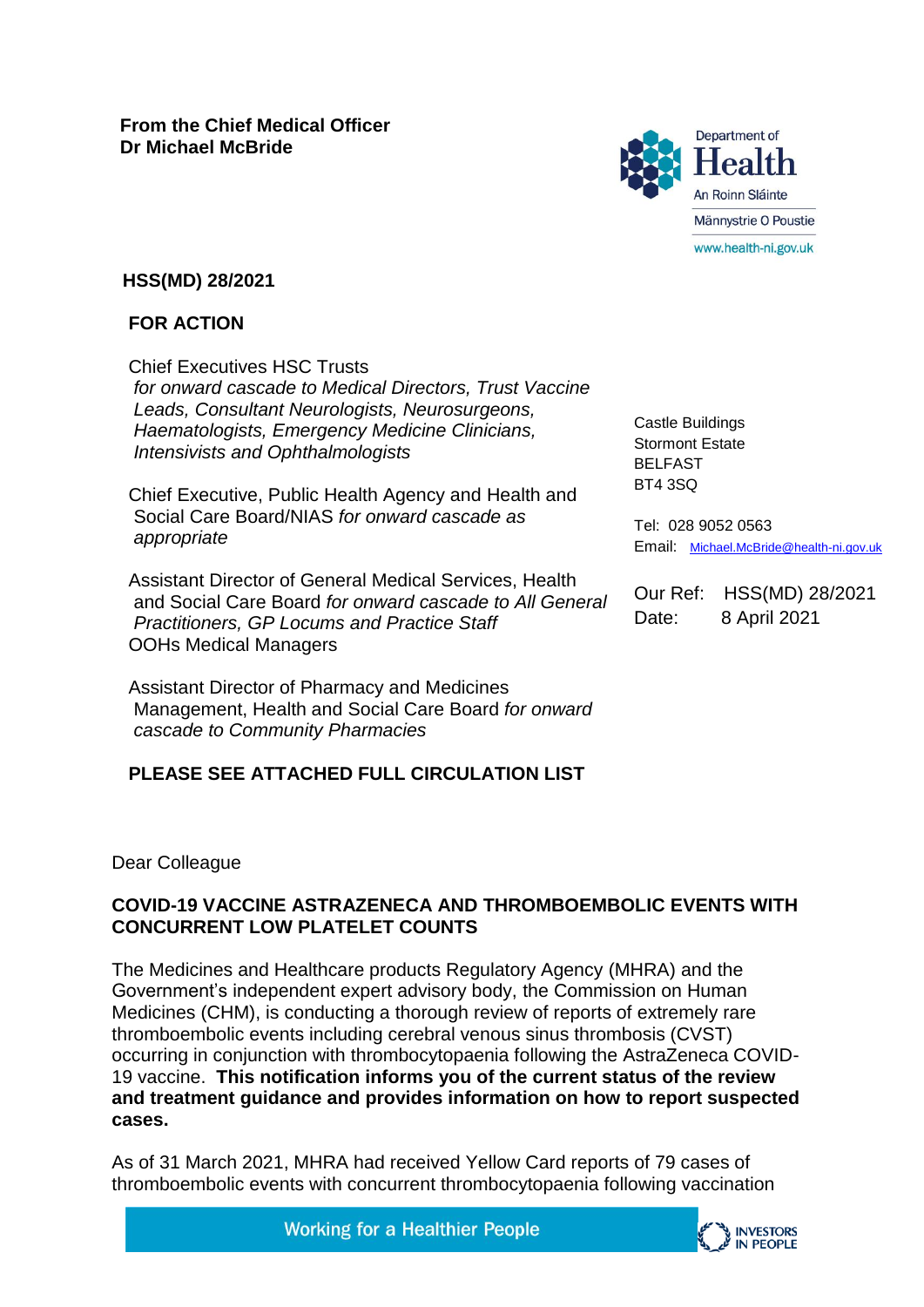**From the Chief Medical Officer**
**Dr Michael McBride**

Department of Health
An Roinn Sláinte
Männystrie O Poustie
www.health-ni.gov.uk

**HSS(MD) 28/2021**

**FOR ACTION**

Chief Executives HSC Trusts
*for onward cascade to Medical Directors, Trust Vaccine Leads, Consultant Neurologists, Neurosurgeons, Haematologists, Emergency Medicine Clinicians, Intensivists and Ophthalmologists*

Chief Executive, Public Health Agency and Health and Social Care Board/NIAS *for onward cascade as appropriate*

Assistant Director of General Medical Services, Health and Social Care Board *for onward cascade to All General Practitioners, GP Locums and Practice Staff*
OOHs Medical Managers

Assistant Director of Pharmacy and Medicines Management, Health and Social Care Board *for onward cascade to Community Pharmacies*

**PLEASE SEE ATTACHED FULL CIRCULATION LIST**

Castle Buildings
Stormont Estate
BELFAST
BT4 3SQ

Tel: 028 9052 0563
Email: Michael.McBride@health-ni.gov.uk

Our Ref: HSS(MD) 28/2021
Date: 8 April 2021

Dear Colleague

**COVID-19 VACCINE ASTRAZENECA AND THROMBOEMBOLIC EVENTS WITH CONCURRENT LOW PLATELET COUNTS**

The Medicines and Healthcare products Regulatory Agency (MHRA) and the Government's independent expert advisory body, the Commission on Human Medicines (CHM), is conducting a thorough review of reports of extremely rare thromboembolic events including cerebral venous sinus thrombosis (CVST) occurring in conjunction with thrombocytopaenia following the AstraZeneca COVID-19 vaccine. **This notification informs you of the current status of the review and treatment guidance and provides information on how to report suspected cases.**

As of 31 March 2021, MHRA had received Yellow Card reports of 79 cases of thromboembolic events with concurrent thrombocytopaenia following vaccination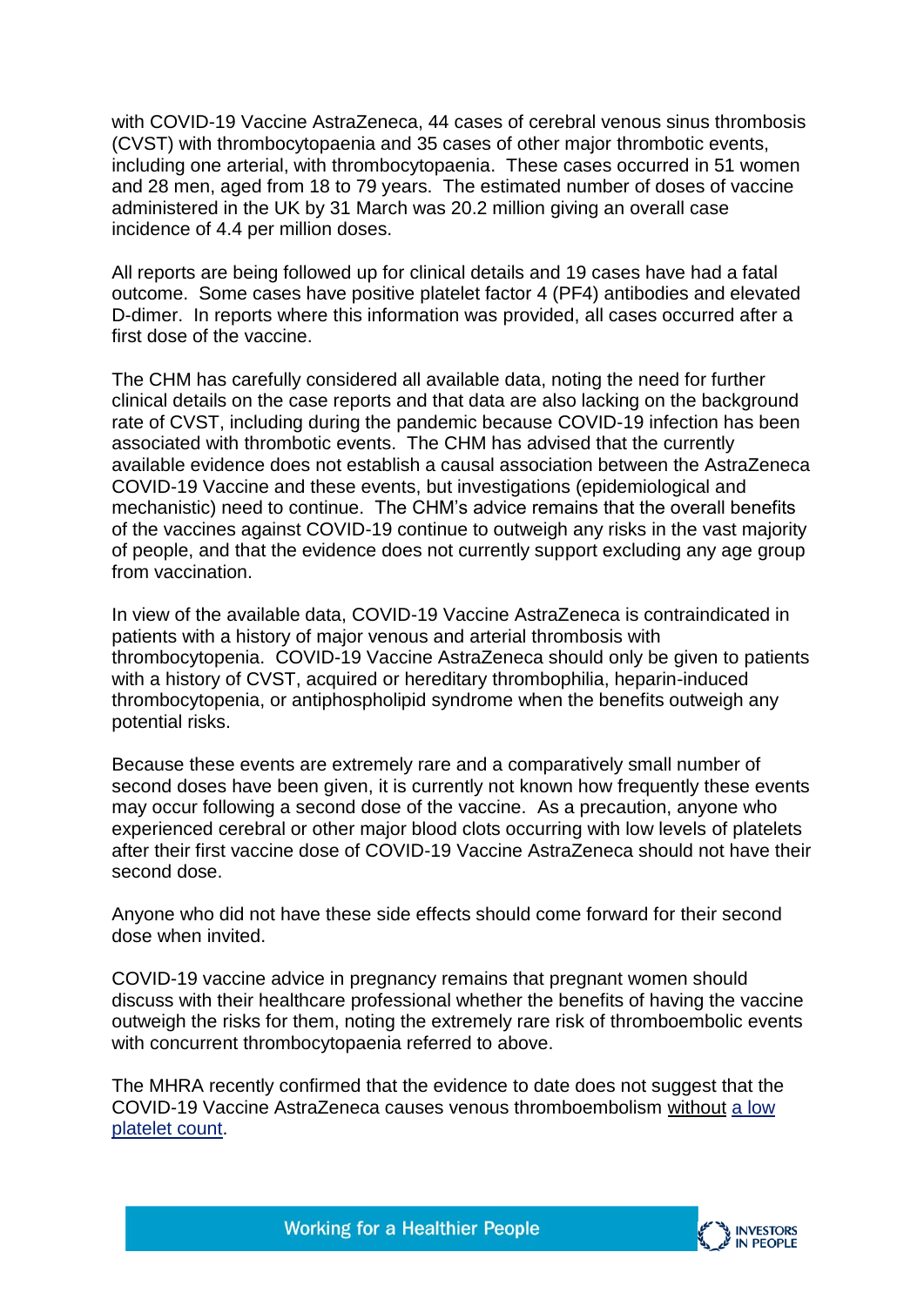with COVID-19 Vaccine AstraZeneca, 44 cases of cerebral venous sinus thrombosis (CVST) with thrombocytopaenia and 35 cases of other major thrombotic events, including one arterial, with thrombocytopaenia. These cases occurred in 51 women and 28 men, aged from 18 to 79 years. The estimated number of doses of vaccine administered in the UK by 31 March was 20.2 million giving an overall case incidence of 4.4 per million doses.

All reports are being followed up for clinical details and 19 cases have had a fatal outcome. Some cases have positive platelet factor 4 (PF4) antibodies and elevated D-dimer. In reports where this information was provided, all cases occurred after a first dose of the vaccine.

The CHM has carefully considered all available data, noting the need for further clinical details on the case reports and that data are also lacking on the background rate of CVST, including during the pandemic because COVID-19 infection has been associated with thrombotic events. The CHM has advised that the currently available evidence does not establish a causal association between the AstraZeneca COVID-19 Vaccine and these events, but investigations (epidemiological and mechanistic) need to continue. The CHM's advice remains that the overall benefits of the vaccines against COVID-19 continue to outweigh any risks in the vast majority of people, and that the evidence does not currently support excluding any age group from vaccination.

In view of the available data, COVID-19 Vaccine AstraZeneca is contraindicated in patients with a history of major venous and arterial thrombosis with thrombocytopenia. COVID-19 Vaccine AstraZeneca should only be given to patients with a history of CVST, acquired or hereditary thrombophilia, heparin-induced thrombocytopenia, or antiphospholipid syndrome when the benefits outweigh any potential risks.

Because these events are extremely rare and a comparatively small number of second doses have been given, it is currently not known how frequently these events may occur following a second dose of the vaccine. As a precaution, anyone who experienced cerebral or other major blood clots occurring with low levels of platelets after their first vaccine dose of COVID-19 Vaccine AstraZeneca should not have their second dose.

Anyone who did not have these side effects should come forward for their second dose when invited.

COVID-19 vaccine advice in pregnancy remains that pregnant women should discuss with their healthcare professional whether the benefits of having the vaccine outweigh the risks for them, noting the extremely rare risk of thromboembolic events with concurrent thrombocytopaenia referred to above.

The MHRA recently confirmed that the evidence to date does not suggest that the COVID-19 Vaccine AstraZeneca causes venous thromboembolism without a low platelet count.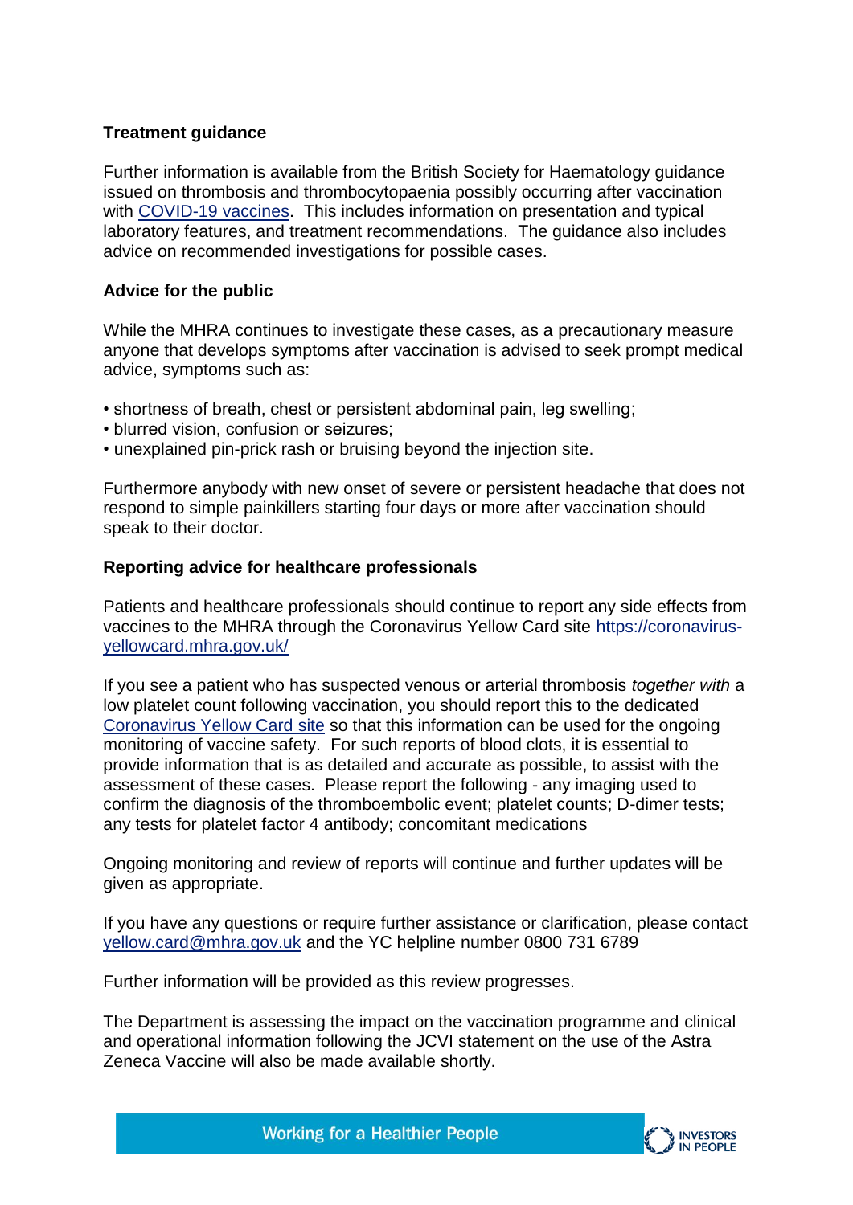**Treatment guidance**

Further information is available from the British Society for Haematology guidance issued on thrombosis and thrombocytopaenia possibly occurring after vaccination with [COVID-19 vaccines](). This includes information on presentation and typical laboratory features, and treatment recommendations. The guidance also includes advice on recommended investigations for possible cases.

**Advice for the public**

While the MHRA continues to investigate these cases, as a precautionary measure anyone that develops symptoms after vaccination is advised to seek prompt medical advice, symptoms such as:

- shortness of breath, chest or persistent abdominal pain, leg swelling;
- blurred vision, confusion or seizures;
- unexplained pin-prick rash or bruising beyond the injection site.

Furthermore anybody with new onset of severe or persistent headache that does not respond to simple painkillers starting four days or more after vaccination should speak to their doctor.

**Reporting advice for healthcare professionals**

Patients and healthcare professionals should continue to report any side effects from vaccines to the MHRA through the Coronavirus Yellow Card site https://coronavirus-yellowcard.mhra.gov.uk/

If you see a patient who has suspected venous or arterial thrombosis *together with* a low platelet count following vaccination, you should report this to the dedicated Coronavirus Yellow Card site so that this information can be used for the ongoing monitoring of vaccine safety. For such reports of blood clots, it is essential to provide information that is as detailed and accurate as possible, to assist with the assessment of these cases. Please report the following - any imaging used to confirm the diagnosis of the thromboembolic event; platelet counts; D-dimer tests; any tests for platelet factor 4 antibody; concomitant medications

Ongoing monitoring and review of reports will continue and further updates will be given as appropriate.

If you have any questions or require further assistance or clarification, please contact yellow.card@mhra.gov.uk and the YC helpline number 0800 731 6789

Further information will be provided as this review progresses.

The Department is assessing the impact on the vaccination programme and clinical and operational information following the JCVI statement on the use of the Astra Zeneca Vaccine will also be made available shortly.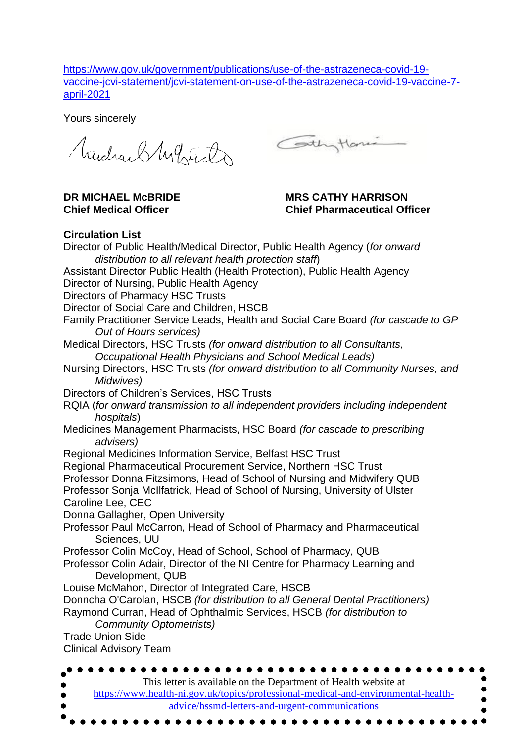https://www.gov.uk/government/publications/use-of-the-astrazeneca-covid-19-vaccine-jcvi-statement/jcvi-statement-on-use-of-the-astrazeneca-covid-19-vaccine-7-april-2021

Yours sincerely

**DR MICHAEL McBRIDE**
**Chief Medical Officer**

**MRS CATHY HARRISON**
**Chief Pharmaceutical Officer**

**Circulation List**

Director of Public Health/Medical Director, Public Health Agency (*for onward distribution to all relevant health protection staff*)
Assistant Director Public Health (Health Protection), Public Health Agency
Director of Nursing, Public Health Agency
Directors of Pharmacy HSC Trusts
Director of Social Care and Children, HSCB
Family Practitioner Service Leads, Health and Social Care Board *(for cascade to GP Out of Hours services)*
Medical Directors, HSC Trusts *(for onward distribution to all Consultants, Occupational Health Physicians and School Medical Leads)*
Nursing Directors, HSC Trusts *(for onward distribution to all Community Nurses, and Midwives)*
Directors of Children's Services, HSC Trusts
RQIA (*for onward transmission to all independent providers including independent hospitals*)
Medicines Management Pharmacists, HSC Board *(for cascade to prescribing advisers)*
Regional Medicines Information Service, Belfast HSC Trust
Regional Pharmaceutical Procurement Service, Northern HSC Trust
Professor Donna Fitzsimons, Head of School of Nursing and Midwifery QUB
Professor Sonja McIlfatrick, Head of School of Nursing, University of Ulster
Caroline Lee, CEC
Donna Gallagher, Open University
Professor Paul McCarron, Head of School of Pharmacy and Pharmaceutical Sciences, UU
Professor Colin McCoy, Head of School, School of Pharmacy, QUB
Professor Colin Adair, Director of the NI Centre for Pharmacy Learning and Development, QUB
Louise McMahon, Director of Integrated Care, HSCB
Donncha O'Carolan, HSCB *(for distribution to all General Dental Practitioners)*
Raymond Curran, Head of Ophthalmic Services, HSCB *(for distribution to Community Optometrists)*
Trade Union Side
Clinical Advisory Team

This letter is available on the Department of Health website at https://www.health-ni.gov.uk/topics/professional-medical-and-environmental-health-advice/hssmd-letters-and-urgent-communications